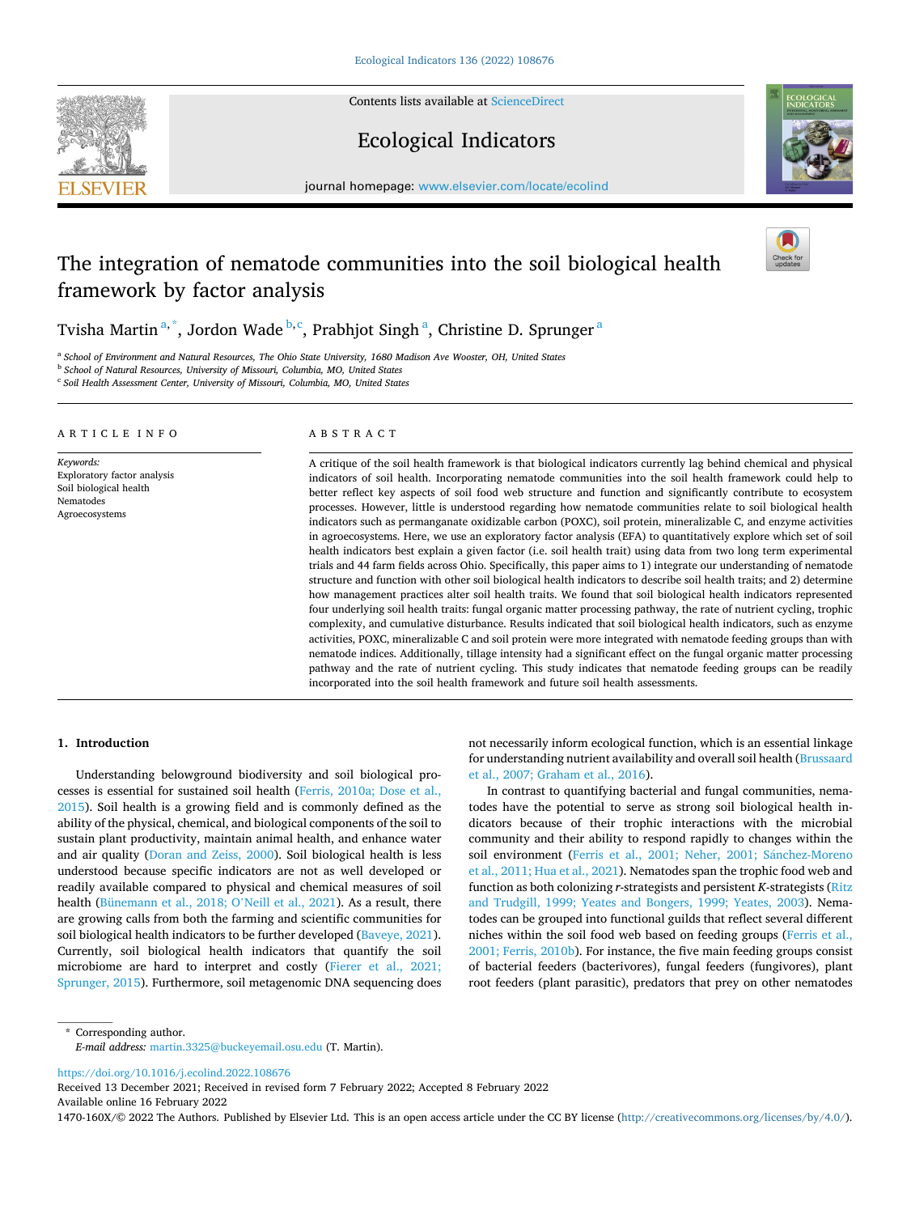# The integration of nematode communities into the soil biological health framework by factor analysis

Tvisha Martin [a,*], Jordon Wade [b,c], Prabhjot Singh [a], Christine D. Sprunger [a]

[a] School of Environment and Natural Resources, The Ohio State University, 1680 Madison Ave Wooster, OH, United States
[b] School of Natural Resources, University of Missouri, Columbia, MO, United States
[c] Soil Health Assessment Center, University of Missouri, Columbia, MO, United States

## ARTICLE INFO

*Keywords:*
Exploratory factor analysis
Soil biological health
Nematodes
Agroecosystems

## ABSTRACT

A critique of the soil health framework is that biological indicators currently lag behind chemical and physical indicators of soil health. Incorporating nematode communities into the soil health framework could help to better reflect key aspects of soil food web structure and function and significantly contribute to ecosystem processes. However, little is understood regarding how nematode communities relate to soil biological health indicators such as permanganate oxidizable carbon (POXC), soil protein, mineralizable C, and enzyme activities in agroecosystems. Here, we use an exploratory factor analysis (EFA) to quantitatively explore which set of soil health indicators best explain a given factor (i.e. soil health trait) using data from two long term experimental trials and 44 farm fields across Ohio. Specifically, this paper aims to 1) integrate our understanding of nematode structure and function with other soil biological health indicators to describe soil health traits; and 2) determine how management practices alter soil health traits. We found that soil biological health indicators represented four underlying soil health traits: fungal organic matter processing pathway, the rate of nutrient cycling, trophic complexity, and cumulative disturbance. Results indicated that soil biological health indicators, such as enzyme activities, POXC, mineralizable C and soil protein were more integrated with nematode feeding groups than with nematode indices. Additionally, tillage intensity had a significant effect on the fungal organic matter processing pathway and the rate of nutrient cycling. This study indicates that nematode feeding groups can be readily incorporated into the soil health framework and future soil health assessments.

## 1. Introduction

Understanding belowground biodiversity and soil biological processes is essential for sustained soil health (Ferris, 2010a; Dose et al., 2015). Soil health is a growing field and is commonly defined as the ability of the physical, chemical, and biological components of the soil to sustain plant productivity, maintain animal health, and enhance water and air quality (Doran and Zeiss, 2000). Soil biological health is less understood because specific indicators are not as well developed or readily available compared to physical and chemical measures of soil health (Bünemann et al., 2018; O'Neill et al., 2021). As a result, there are growing calls from both the farming and scientific communities for soil biological health indicators to be further developed (Baveye, 2021). Currently, soil biological health indicators that quantify the soil microbiome are hard to interpret and costly (Fierer et al., 2021; Sprunger, 2015). Furthermore, soil metagenomic DNA sequencing does not necessarily inform ecological function, which is an essential linkage for understanding nutrient availability and overall soil health (Brussaard et al., 2007; Graham et al., 2016).

In contrast to quantifying bacterial and fungal communities, nematodes have the potential to serve as strong soil biological health indicators because of their trophic interactions with the microbial community and their ability to respond rapidly to changes within the soil environment (Ferris et al., 2001; Neher, 2001; Sánchez-Moreno et al., 2011; Hua et al., 2021). Nematodes span the trophic food web and function as both colonizing *r*-strategists and persistent *K*-strategists (Ritz and Trudgill, 1999; Yeates and Bongers, 1999; Yeates, 2003). Nematodes can be grouped into functional guilds that reflect several different niches within the soil food web based on feeding groups (Ferris et al., 2001; Ferris, 2010b). For instance, the five main feeding groups consist of bacterial feeders (bacterivores), fungal feeders (fungivores), plant root feeders (plant parasitic), predators that prey on other nematodes

\* Corresponding author.
*E-mail address:* martin.3325@buckeyemail.osu.edu (T. Martin).

https://doi.org/10.1016/j.ecolind.2022.108676
Received 13 December 2021; Received in revised form 7 February 2022; Accepted 8 February 2022
Available online 16 February 2022
1470-160X/© 2022 The Authors. Published by Elsevier Ltd. This is an open access article under the CC BY license (http://creativecommons.org/licenses/by/4.0/).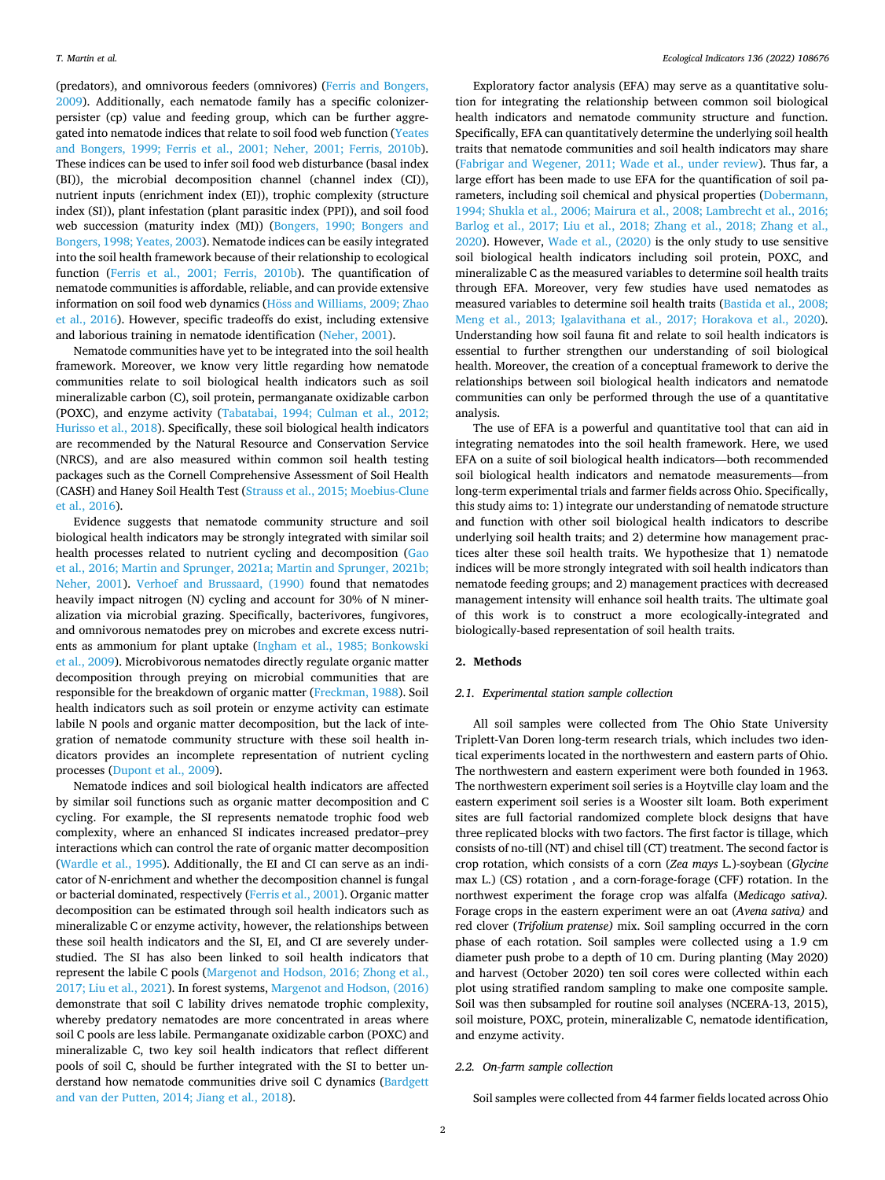(predators), and omnivorous feeders (omnivores) (Ferris and Bongers, 2009). Additionally, each nematode family has a specific colonizer-persister (cp) value and feeding group, which can be further aggregated into nematode indices that relate to soil food web function (Yeates and Bongers, 1999; Ferris et al., 2001; Neher, 2001; Ferris, 2010b). These indices can be used to infer soil food web disturbance (basal index (BI)), the microbial decomposition channel (channel index (CI)), nutrient inputs (enrichment index (EI)), trophic complexity (structure index (SI)), plant infestation (plant parasitic index (PPI)), and soil food web succession (maturity index (MI)) (Bongers, 1990; Bongers and Bongers, 1998; Yeates, 2003). Nematode indices can be easily integrated into the soil health framework because of their relationship to ecological function (Ferris et al., 2001; Ferris, 2010b). The quantification of nematode communities is affordable, reliable, and can provide extensive information on soil food web dynamics (Höss and Williams, 2009; Zhao et al., 2016). However, specific tradeoffs do exist, including extensive and laborious training in nematode identification (Neher, 2001).

Nematode communities have yet to be integrated into the soil health framework. Moreover, we know very little regarding how nematode communities relate to soil biological health indicators such as soil mineralizable carbon (C), soil protein, permanganate oxidizable carbon (POXC), and enzyme activity (Tabatabai, 1994; Culman et al., 2012; Hurisso et al., 2018). Specifically, these soil biological health indicators are recommended by the Natural Resource and Conservation Service (NRCS), and are also measured within common soil health testing packages such as the Cornell Comprehensive Assessment of Soil Health (CASH) and Haney Soil Health Test (Strauss et al., 2015; Moebius-Clune et al., 2016).

Evidence suggests that nematode community structure and soil biological health indicators may be strongly integrated with similar soil health processes related to nutrient cycling and decomposition (Gao et al., 2016; Martin and Sprunger, 2021a; Martin and Sprunger, 2021b; Neher, 2001). Verhoef and Brussaard, (1990) found that nematodes heavily impact nitrogen (N) cycling and account for 30% of N mineralization via microbial grazing. Specifically, bacterivores, fungivores, and omnivorous nematodes prey on microbes and excrete excess nutrients as ammonium for plant uptake (Ingham et al., 1985; Bonkowski et al., 2009). Microbivorous nematodes directly regulate organic matter decomposition through preying on microbial communities that are responsible for the breakdown of organic matter (Freckman, 1988). Soil health indicators such as soil protein or enzyme activity can estimate labile N pools and organic matter decomposition, but the lack of integration of nematode community structure with these soil health indicators provides an incomplete representation of nutrient cycling processes (Dupont et al., 2009).

Nematode indices and soil biological health indicators are affected by similar soil functions such as organic matter decomposition and C cycling. For example, the SI represents nematode trophic food web complexity, where an enhanced SI indicates increased predator–prey interactions which can control the rate of organic matter decomposition (Wardle et al., 1995). Additionally, the EI and CI can serve as an indicator of N-enrichment and whether the decomposition channel is fungal or bacterial dominated, respectively (Ferris et al., 2001). Organic matter decomposition can be estimated through soil health indicators such as mineralizable C or enzyme activity, however, the relationships between these soil health indicators and the SI, EI, and CI are severely understudied. The SI has also been linked to soil health indicators that represent the labile C pools (Margenot and Hodson, 2016; Zhong et al., 2017; Liu et al., 2021). In forest systems, Margenot and Hodson, (2016) demonstrate that soil C lability drives nematode trophic complexity, whereby predatory nematodes are more concentrated in areas where soil C pools are less labile. Permanganate oxidizable carbon (POXC) and mineralizable C, two key soil health indicators that reflect different pools of soil C, should be further integrated with the SI to better understand how nematode communities drive soil C dynamics (Bardgett and van der Putten, 2014; Jiang et al., 2018).

Exploratory factor analysis (EFA) may serve as a quantitative solution for integrating the relationship between common soil biological health indicators and nematode community structure and function. Specifically, EFA can quantitatively determine the underlying soil health traits that nematode communities and soil health indicators may share (Fabrigar and Wegener, 2011; Wade et al., under review). Thus far, a large effort has been made to use EFA for the quantification of soil parameters, including soil chemical and physical properties (Dobermann, 1994; Shukla et al., 2006; Mairura et al., 2008; Lambrecht et al., 2016; Barlog et al., 2017; Liu et al., 2018; Zhang et al., 2018; Zhang et al., 2020). However, Wade et al., (2020) is the only study to use sensitive soil biological health indicators including soil protein, POXC, and mineralizable C as the measured variables to determine soil health traits through EFA. Moreover, very few studies have used nematodes as measured variables to determine soil health traits (Bastida et al., 2008; Meng et al., 2013; Igalavithana et al., 2017; Horakova et al., 2020). Understanding how soil fauna fit and relate to soil health indicators is essential to further strengthen our understanding of soil biological health. Moreover, the creation of a conceptual framework to derive the relationships between soil biological health indicators and nematode communities can only be performed through the use of a quantitative analysis.

The use of EFA is a powerful and quantitative tool that can aid in integrating nematodes into the soil health framework. Here, we used EFA on a suite of soil biological health indicators—both recommended soil biological health indicators and nematode measurements—from long-term experimental trials and farmer fields across Ohio. Specifically, this study aims to: 1) integrate our understanding of nematode structure and function with other soil biological health indicators to describe underlying soil health traits; and 2) determine how management practices alter these soil health traits. We hypothesize that 1) nematode indices will be more strongly integrated with soil health indicators than nematode feeding groups; and 2) management practices with decreased management intensity will enhance soil health traits. The ultimate goal of this work is to construct a more ecologically-integrated and biologically-based representation of soil health traits.

## 2. Methods

### 2.1. Experimental station sample collection

All soil samples were collected from The Ohio State University Triplett-Van Doren long-term research trials, which includes two identical experiments located in the northwestern and eastern parts of Ohio. The northwestern and eastern experiment were both founded in 1963. The northwestern experiment soil series is a Hoytville clay loam and the eastern experiment soil series is a Wooster silt loam. Both experiment sites are full factorial randomized complete block designs that have three replicated blocks with two factors. The first factor is tillage, which consists of no-till (NT) and chisel till (CT) treatment. The second factor is crop rotation, which consists of a corn (*Zea mays* L.)-soybean (*Glycine* max L.) (CS) rotation , and a corn-forage-forage (CFF) rotation. In the northwest experiment the forage crop was alfalfa (*Medicago sativa)*. Forage crops in the eastern experiment were an oat (*Avena sativa)* and red clover (*Trifolium pratense)* mix. Soil sampling occurred in the corn phase of each rotation. Soil samples were collected using a 1.9 cm diameter push probe to a depth of 10 cm. During planting (May 2020) and harvest (October 2020) ten soil cores were collected within each plot using stratified random sampling to make one composite sample. Soil was then subsampled for routine soil analyses (NCERA-13, 2015), soil moisture, POXC, protein, mineralizable C, nematode identification, and enzyme activity.

### 2.2. On-farm sample collection

Soil samples were collected from 44 farmer fields located across Ohio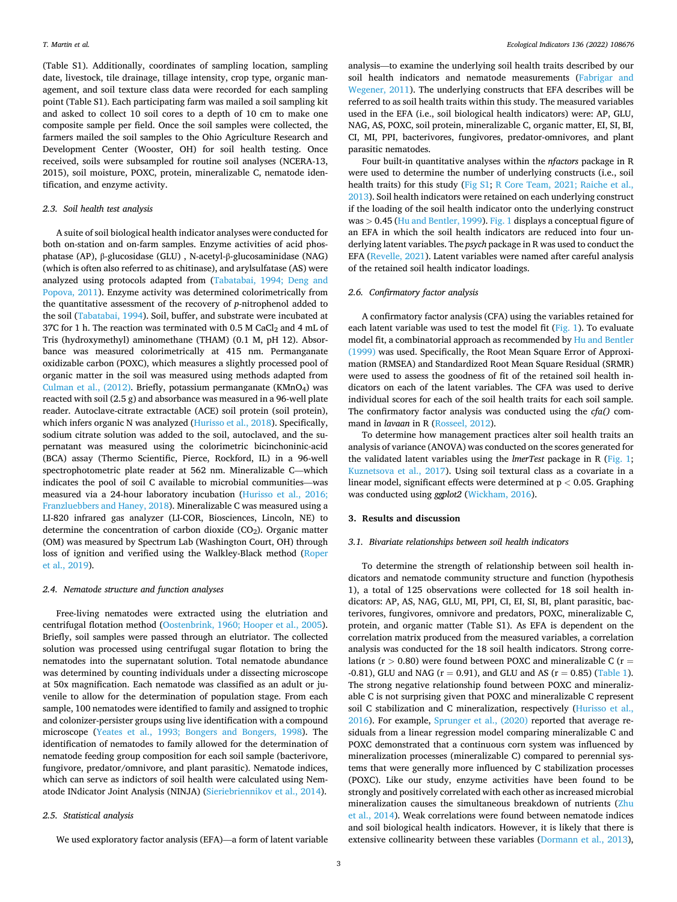(Table S1). Additionally, coordinates of sampling location, sampling date, livestock, tile drainage, tillage intensity, crop type, organic management, and soil texture class data were recorded for each sampling point (Table S1). Each participating farm was mailed a soil sampling kit and asked to collect 10 soil cores to a depth of 10 cm to make one composite sample per field. Once the soil samples were collected, the farmers mailed the soil samples to the Ohio Agriculture Research and Development Center (Wooster, OH) for soil health testing. Once received, soils were subsampled for routine soil analyses (NCERA-13, 2015), soil moisture, POXC, protein, mineralizable C, nematode identification, and enzyme activity.

### 2.3. Soil health test analysis

A suite of soil biological health indicator analyses were conducted for both on-station and on-farm samples. Enzyme activities of acid phosphatase (AP), β-glucosidase (GLU) , N-acetyl-β-glucosaminidase (NAG) (which is often also referred to as chitinase), and arylsulfatase (AS) were analyzed using protocols adapted from (Tabatabai, 1994; Deng and Popova, 2011). Enzyme activity was determined colorimetrically from the quantitative assessment of the recovery of *p*-nitrophenol added to the soil (Tabatabai, 1994). Soil, buffer, and substrate were incubated at 37C for 1 h. The reaction was terminated with 0.5 M $CaCl_2$ and 4 mL of Tris (hydroxymethyl) aminomethane (THAM) (0.1 M, pH 12). Absorbance was measured colorimetrically at 415 nm. Permanganate oxidizable carbon (POXC), which measures a slightly processed pool of organic matter in the soil was measured using methods adapted from Culman et al., (2012). Briefly, potassium permanganate ($KMnO_4$) was reacted with soil (2.5 g) and absorbance was measured in a 96-well plate reader. Autoclave-citrate extractable (ACE) soil protein (soil protein), which infers organic N was analyzed (Hurisso et al., 2018). Specifically, sodium citrate solution was added to the soil, autoclaved, and the supernatant was measured using the colorimetric bicinchoninic-acid (BCA) assay (Thermo Scientific, Pierce, Rockford, IL) in a 96-well spectrophotometric plate reader at 562 nm. Mineralizable C—which indicates the pool of soil C available to microbial communities—was measured via a 24-hour laboratory incubation (Hurisso et al., 2016; Franzluebbers and Haney, 2018). Mineralizable C was measured using a LI-820 infrared gas analyzer (LI-COR, Biosciences, Lincoln, NE) to determine the concentration of carbon dioxide ($CO_2$). Organic matter (OM) was measured by Spectrum Lab (Washington Court, OH) through loss of ignition and verified using the Walkley-Black method (Roper et al., 2019).

### 2.4. Nematode structure and function analyses

Free-living nematodes were extracted using the elutriation and centrifugal flotation method (Oostenbrink, 1960; Hooper et al., 2005). Briefly, soil samples were passed through an elutriator. The collected solution was processed using centrifugal sugar flotation to bring the nematodes into the supernatant solution. Total nematode abundance was determined by counting individuals under a dissecting microscope at 50x magnification. Each nematode was classified as an adult or juvenile to allow for the determination of population stage. From each sample, 100 nematodes were identified to family and assigned to trophic and colonizer-persister groups using live identification with a compound microscope (Yeates et al., 1993; Bongers and Bongers, 1998). The identification of nematodes to family allowed for the determination of nematode feeding group composition for each soil sample (bacterivore, fungivore, predator/omnivore, and plant parasitic). Nematode indices, which can serve as indictors of soil health were calculated using Nematode INdicator Joint Analysis (NINJA) (Sieriebriennikov et al., 2014).

### 2.5. Statistical analysis

We used exploratory factor analysis (EFA)—a form of latent variable analysis—to examine the underlying soil health traits described by our soil health indicators and nematode measurements (Fabrigar and Wegener, 2011). The underlying constructs that EFA describes will be referred to as soil health traits within this study. The measured variables used in the EFA (i.e., soil biological health indicators) were: AP, GLU, NAG, AS, POXC, soil protein, mineralizable C, organic matter, EI, SI, BI, CI, MI, PPI, bacterivores, fungivores, predator-omnivores, and plant parasitic nematodes.

Four built-in quantitative analyses within the *nfactors* package in R were used to determine the number of underlying constructs (i.e., soil health traits) for this study (Fig S1; R Core Team, 2021; Raiche et al., 2013). Soil health indicators were retained on each underlying construct if the loading of the soil health indicator onto the underlying construct was > 0.45 (Hu and Bentler, 1999). Fig. 1 displays a conceptual figure of an EFA in which the soil health indicators are reduced into four underlying latent variables. The *psych* package in R was used to conduct the EFA (Revelle, 2021). Latent variables were named after careful analysis of the retained soil health indicator loadings.

### 2.6. Confirmatory factor analysis

A confirmatory factor analysis (CFA) using the variables retained for each latent variable was used to test the model fit (Fig. 1). To evaluate model fit, a combinatorial approach as recommended by Hu and Bentler (1999) was used. Specifically, the Root Mean Square Error of Approximation (RMSEA) and Standardized Root Mean Square Residual (SRMR) were used to assess the goodness of fit of the retained soil health indicators on each of the latent variables. The CFA was used to derive individual scores for each of the soil health traits for each soil sample. The confirmatory factor analysis was conducted using the *cfa()* command in *lavaan* in R (Rosseel, 2012).

To determine how management practices alter soil health traits an analysis of variance (ANOVA) was conducted on the scores generated for the validated latent variables using the *lmerTest* package in R (Fig. 1; Kuznetsova et al., 2017). Using soil textural class as a covariate in a linear model, significant effects were determined at $p < 0.05$. Graphing was conducted using *ggplot2* (Wickham, 2016).

## 3. Results and discussion

### 3.1. Bivariate relationships between soil health indicators

To determine the strength of relationship between soil health indicators and nematode community structure and function (hypothesis 1), a total of 125 observations were collected for 18 soil health indicators: AP, AS, NAG, GLU, MI, PPI, CI, EI, SI, BI, plant parasitic, bacterivores, fungivores, omnivore and predators, POXC, mineralizable C, protein, and organic matter (Table S1). As EFA is dependent on the correlation matrix produced from the measured variables, a correlation analysis was conducted for the 18 soil health indicators. Strong correlations ($r > 0.80$) were found between POXC and mineralizable C ($r = -0.81$), GLU and NAG ($r = 0.91$), and GLU and AS ($r = 0.85$) (Table 1). The strong negative relationship found between POXC and mineralizable C is not surprising given that POXC and mineralizable C represent soil C stabilization and C mineralization, respectively (Hurisso et al., 2016). For example, Sprunger et al., (2020) reported that average residuals from a linear regression model comparing mineralizable C and POXC demonstrated that a continuous corn system was influenced by mineralization processes (mineralizable C) compared to perennial systems that were generally more influenced by C stabilization processes (POXC). Like our study, enzyme activities have been found to be strongly and positively correlated with each other as increased microbial mineralization causes the simultaneous breakdown of nutrients (Zhu et al., 2014). Weak correlations were found between nematode indices and soil biological health indicators. However, it is likely that there is extensive collinearity between these variables (Dormann et al., 2013),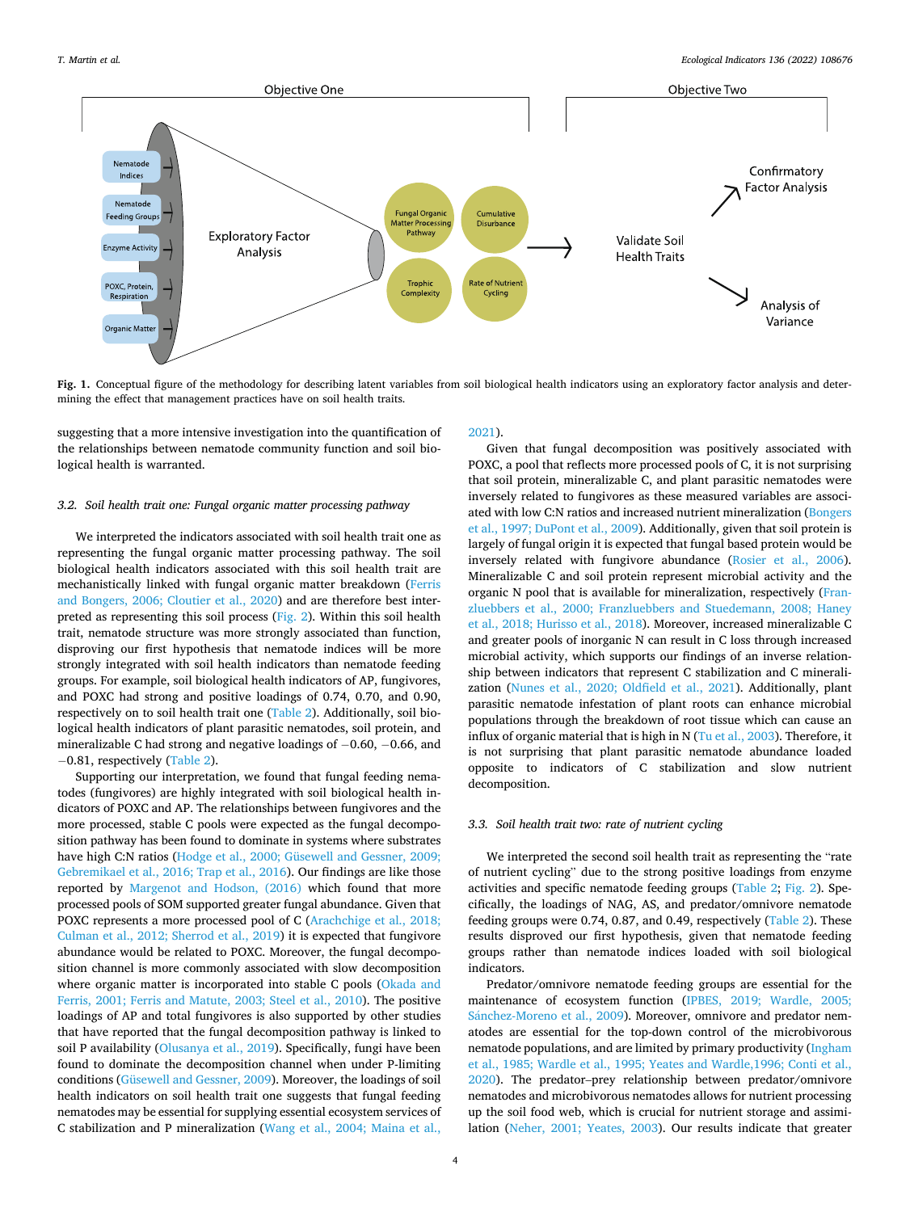Fig. 1. Conceptual figure of the methodology for describing latent variables from soil biological health indicators using an exploratory factor analysis and determining the effect that management practices have on soil health traits.

suggesting that a more intensive investigation into the quantification of the relationships between nematode community function and soil biological health is warranted.

### 3.2. Soil health trait one: Fungal organic matter processing pathway

We interpreted the indicators associated with soil health trait one as representing the fungal organic matter processing pathway. The soil biological health indicators associated with this soil health trait are mechanistically linked with fungal organic matter breakdown (Ferris and Bongers, 2006; Cloutier et al., 2020) and are therefore best interpreted as representing this soil process (Fig. 2). Within this soil health trait, nematode structure was more strongly associated than function, disproving our first hypothesis that nematode indices will be more strongly integrated with soil health indicators than nematode feeding groups. For example, soil biological health indicators of AP, fungivores, and POXC had strong and positive loadings of 0.74, 0.70, and 0.90, respectively on to soil health trait one (Table 2). Additionally, soil biological health indicators of plant parasitic nematodes, soil protein, and mineralizable C had strong and negative loadings of −0.60, −0.66, and −0.81, respectively (Table 2).

Supporting our interpretation, we found that fungal feeding nematodes (fungivores) are highly integrated with soil biological health indicators of POXC and AP. The relationships between fungivores and the more processed, stable C pools were expected as the fungal decomposition pathway has been found to dominate in systems where substrates have high C:N ratios (Hodge et al., 2000; Güsewell and Gessner, 2009; Gebremikael et al., 2016; Trap et al., 2016). Our findings are like those reported by Margenot and Hodson, (2016) which found that more processed pools of SOM supported greater fungal abundance. Given that POXC represents a more processed pool of C (Arachchige et al., 2018; Culman et al., 2012; Sherrod et al., 2019) it is expected that fungivore abundance would be related to POXC. Moreover, the fungal decomposition channel is more commonly associated with slow decomposition where organic matter is incorporated into stable C pools (Okada and Ferris, 2001; Ferris and Matute, 2003; Steel et al., 2010). The positive loadings of AP and total fungivores is also supported by other studies that have reported that the fungal decomposition pathway is linked to soil P availability (Olusanya et al., 2019). Specifically, fungi have been found to dominate the decomposition channel when under P-limiting conditions (Güsewell and Gessner, 2009). Moreover, the loadings of soil health indicators on soil health trait one suggests that fungal feeding nematodes may be essential for supplying essential ecosystem services of C stabilization and P mineralization (Wang et al., 2004; Maina et al., 2021).

Given that fungal decomposition was positively associated with POXC, a pool that reflects more processed pools of C, it is not surprising that soil protein, mineralizable C, and plant parasitic nematodes were inversely related to fungivores as these measured variables are associated with low C:N ratios and increased nutrient mineralization (Bongers et al., 1997; DuPont et al., 2009). Additionally, given that soil protein is largely of fungal origin it is expected that fungal based protein would be inversely related with fungivore abundance (Rosier et al., 2006). Mineralizable C and soil protein represent microbial activity and the organic N pool that is available for mineralization, respectively (Franzluebbers et al., 2000; Franzluebbers and Stuedemann, 2008; Haney et al., 2018; Hurisso et al., 2018). Moreover, increased mineralizable C and greater pools of inorganic N can result in C loss through increased microbial activity, which supports our findings of an inverse relationship between indicators that represent C stabilization and C mineralization (Nunes et al., 2020; Oldfield et al., 2021). Additionally, plant parasitic nematode infestation of plant roots can enhance microbial populations through the breakdown of root tissue which can cause an influx of organic material that is high in N (Tu et al., 2003). Therefore, it is not surprising that plant parasitic nematode abundance loaded opposite to indicators of C stabilization and slow nutrient decomposition.

### 3.3. Soil health trait two: rate of nutrient cycling

We interpreted the second soil health trait as representing the "rate of nutrient cycling" due to the strong positive loadings from enzyme activities and specific nematode feeding groups (Table 2; Fig. 2). Specifically, the loadings of NAG, AS, and predator/omnivore nematode feeding groups were 0.74, 0.87, and 0.49, respectively (Table 2). These results disproved our first hypothesis, given that nematode feeding groups rather than nematode indices loaded with soil biological indicators.

Predator/omnivore nematode feeding groups are essential for the maintenance of ecosystem function (IPBES, 2019; Wardle, 2005; Sánchez-Moreno et al., 2009). Moreover, omnivore and predator nematodes are essential for the top-down control of the microbivorous nematode populations, and are limited by primary productivity (Ingham et al., 1985; Wardle et al., 1995; Yeates and Wardle,1996; Conti et al., 2020). The predator–prey relationship between predator/omnivore nematodes and microbivorous nematodes allows for nutrient processing up the soil food web, which is crucial for nutrient storage and assimilation (Neher, 2001; Yeates, 2003). Our results indicate that greater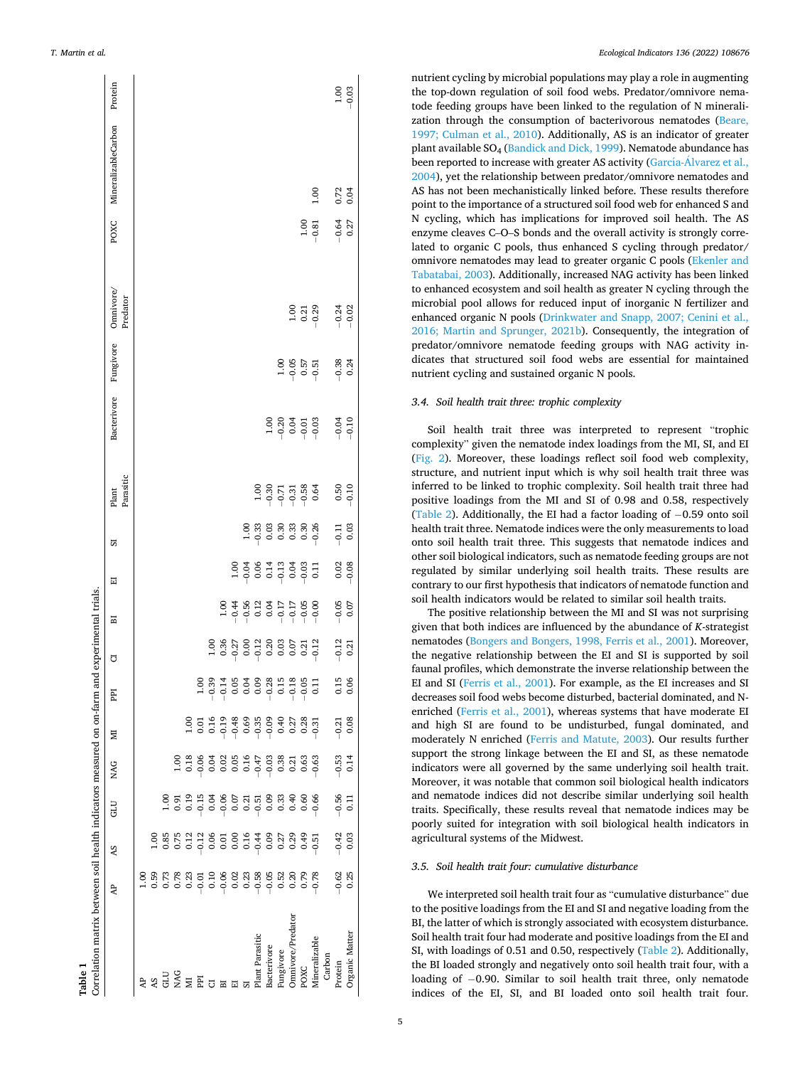**Table 1**
Correlation matrix between soil health indicators measured on on-farm and experimental trials.

| | AP | AS | GLU | NAG | MI | PPI | CI | BI | EI | SI | Plant Parasitic | Bacterivore | Fungivore | Omnivore/ Predator | POXC | MineralizableCarbon | Protein |
|---|---|---|---|---|---|---|---|---|---|---|---|---|---|---|---|---|---|
| AP | 1.00 | | | | | | | | | | | | | | | | |
| AS | 0.59 | 1.00 | | | | | | | | | | | | | | | |
| GLU | 0.73 | 0.85 | 1.00 | | | | | | | | | | | | | | |
| NAG | 0.78 | 0.75 | 0.91 | 1.00 | | | | | | | | | | | | | |
| MI | 0.23 | 0.12 | 0.19 | 0.18 | 1.00 | | | | | | | | | | | | |
| PPI | −0.01 | −0.12 | −0.15 | −0.06 | 0.01 | 1.00 | | | | | | | | | | | |
| CI | 0.10 | 0.06 | 0.04 | 0.04 | 0.16 | −0.39 | 1.00 | | | | | | | | | | |
| BI | −0.06 | 0.01 | −0.06 | 0.02 | −0.19 | −0.14 | 0.36 | 1.00 | | | | | | | | | |
| EI | 0.02 | 0.00 | 0.07 | 0.05 | −0.48 | 0.05 | −0.27 | −0.44 | 1.00 | | | | | | | | |
| SI | 0.23 | 0.16 | 0.21 | 0.16 | 0.69 | 0.04 | 0.00 | −0.56 | −0.04 | 1.00 | | | | | | | |
| Plant Parasitic | −0.58 | −0.44 | −0.51 | −0.47 | −0.35 | 0.09 | −0.12 | 0.12 | 0.06 | −0.33 | 1.00 | | | | | | |
| Bacterivore | −0.05 | 0.09 | 0.09 | −0.03 | −0.09 | −0.28 | 0.20 | 0.04 | 0.14 | 0.03 | −0.30 | 1.00 | | | | | |
| Fungivore | 0.52 | 0.27 | 0.33 | 0.38 | 0.40 | 0.15 | 0.03 | −0.17 | −0.13 | 0.30 | −0.71 | −0.20 | 1.00 | | | | |
| Omnivore/Predator | 0.20 | 0.29 | 0.40 | 0.21 | 0.27 | −0.18 | 0.07 | −0.17 | 0.04 | 0.33 | −0.31 | 0.04 | −0.05 | 1.00 | | | |
| POXC | 0.79 | 0.49 | 0.60 | 0.63 | 0.28 | −0.05 | 0.21 | −0.05 | −0.03 | 0.30 | −0.58 | −0.01 | 0.57 | 0.21 | 1.00 | | |
| Mineralizable Carbon | −0.78 | −0.51 | −0.66 | −0.63 | −0.31 | 0.11 | −0.12 | −0.00 | 0.11 | −0.26 | 0.64 | −0.03 | −0.51 | −0.29 | −0.81 | 1.00 | |
| Protein | −0.62 | −0.42 | −0.56 | −0.53 | −0.21 | 0.15 | −0.12 | −0.05 | 0.02 | −0.11 | 0.50 | −0.04 | −0.38 | −0.24 | −0.64 | 0.72 | 1.00 |
| Organic Matter | 0.25 | 0.03 | 0.11 | 0.14 | 0.08 | 0.06 | 0.21 | 0.07 | −0.08 | 0.03 | −0.10 | −0.10 | 0.24 | −0.02 | 0.27 | 0.04 | −0.03 |

nutrient cycling by microbial populations may play a role in augmenting the top-down regulation of soil food webs. Predator/omnivore nematode feeding groups have been linked to the regulation of N mineralization through the consumption of bacterivorous nematodes (Beare, 1997; Culman et al., 2010). Additionally, AS is an indicator of greater plant available $SO_4$ (Bandick and Dick, 1999). Nematode abundance has been reported to increase with greater AS activity (García-Álvarez et al., 2004), yet the relationship between predator/omnivore nematodes and AS has not been mechanistically linked before. These results therefore point to the importance of a structured soil food web for enhanced S and N cycling, which has implications for improved soil health. The AS enzyme cleaves C–O–S bonds and the overall activity is strongly correlated to organic C pools, thus enhanced S cycling through predator/omnivore nematodes may lead to greater organic C pools (Ekenler and Tabatabai, 2003). Additionally, increased NAG activity has been linked to enhanced ecosystem and soil health as greater N cycling through the microbial pool allows for reduced input of inorganic N fertilizer and enhanced organic N pools (Drinkwater and Snapp, 2007; Cenini et al., 2016; Martin and Sprunger, 2021b). Consequently, the integration of predator/omnivore nematode feeding groups with NAG activity indicates that structured soil food webs are essential for maintained nutrient cycling and sustained organic N pools.

### 3.4. Soil health trait three: trophic complexity

Soil health trait three was interpreted to represent "trophic complexity" given the nematode index loadings from the MI, SI, and EI (Fig. 2). Moreover, these loadings reflect soil food web complexity, structure, and nutrient input which is why soil health trait three was inferred to be linked to trophic complexity. Soil health trait three had positive loadings from the MI and SI of 0.98 and 0.58, respectively (Table 2). Additionally, the EI had a factor loading of −0.59 onto soil health trait three. Nematode indices were the only measurements to load onto soil health trait three. This suggests that nematode indices and other soil biological indicators, such as nematode feeding groups are not regulated by similar underlying soil health traits. These results are contrary to our first hypothesis that indicators of nematode function and soil health indicators would be related to similar soil health traits.

The positive relationship between the MI and SI was not surprising given that both indices are influenced by the abundance of *K*-strategist nematodes (Bongers and Bongers, 1998, Ferris et al., 2001). Moreover, the negative relationship between the EI and SI is supported by soil faunal profiles, which demonstrate the inverse relationship between the EI and SI (Ferris et al., 2001). For example, as the EI increases and SI decreases soil food webs become disturbed, bacterial dominated, and N-enriched (Ferris et al., 2001), whereas systems that have moderate EI and high SI are found to be undisturbed, fungal dominated, and moderately N enriched (Ferris and Matute, 2003). Our results further support the strong linkage between the EI and SI, as these nematode indicators were all governed by the same underlying soil health trait. Moreover, it was notable that common soil biological health indicators and nematode indices did not describe similar underlying soil health traits. Specifically, these results reveal that nematode indices may be poorly suited for integration with soil biological health indicators in agricultural systems of the Midwest.

### 3.5. Soil health trait four: cumulative disturbance

We interpreted soil health trait four as "cumulative disturbance" due to the positive loadings from the EI and SI and negative loading from the BI, the latter of which is strongly associated with ecosystem disturbance. Soil health trait four had moderate and positive loadings from the EI and SI, with loadings of 0.51 and 0.50, respectively (Table 2). Additionally, the BI loaded strongly and negatively onto soil health trait four, with a loading of −0.90. Similar to soil health trait three, only nematode indices of the EI, SI, and BI loaded onto soil health trait four.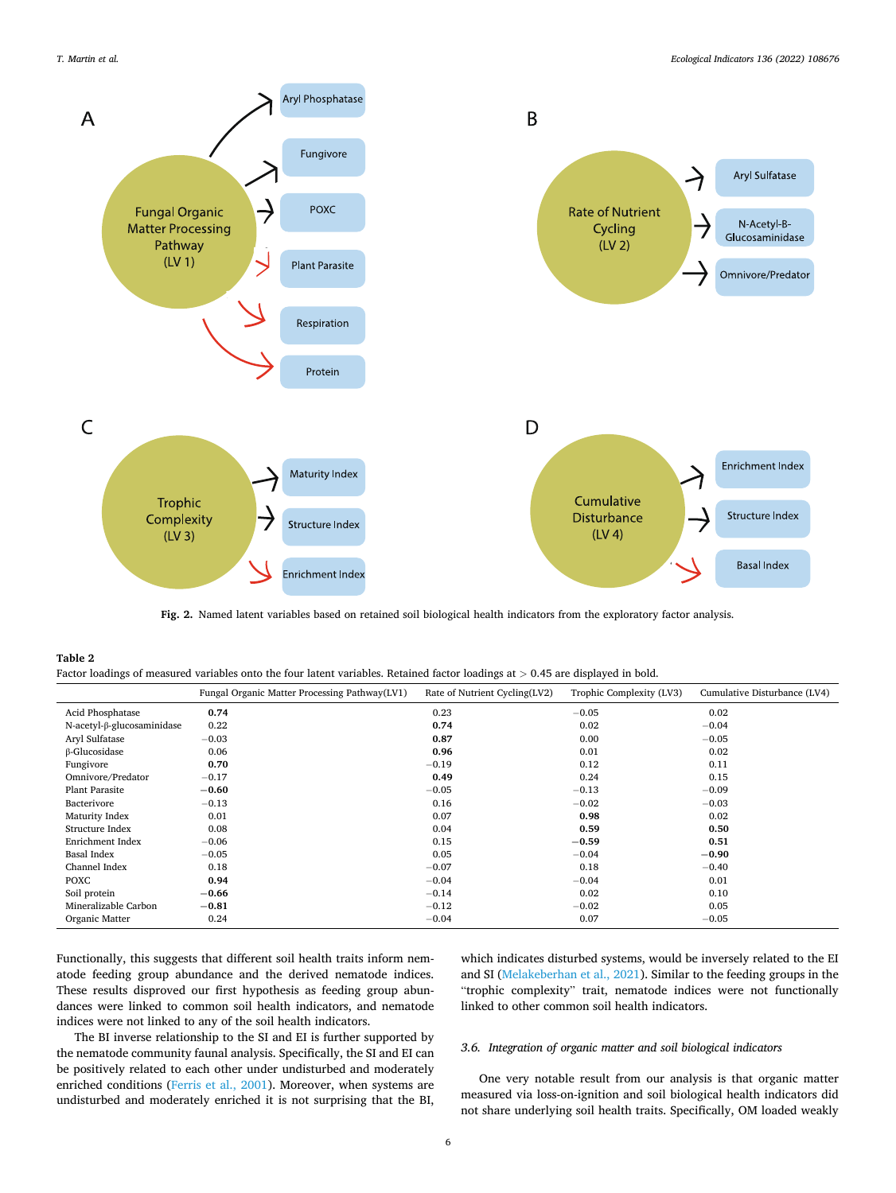Fig. 2. Named latent variables based on retained soil biological health indicators from the exploratory factor analysis.

**Table 2**
Factor loadings of measured variables onto the four latent variables. Retained factor loadings at > 0.45 are displayed in bold.

| | Fungal Organic Matter Processing Pathway(LV1) | Rate of Nutrient Cycling(LV2) | Trophic Complexity (LV3) | Cumulative Disturbance (LV4) |
|---|---|---|---|---|
| Acid Phosphatase | **0.74** | 0.23 | −0.05 | 0.02 |
| N-acetyl-β-glucosaminidase | 0.22 | **0.74** | 0.02 | −0.04 |
| Aryl Sulfatase | −0.03 | **0.87** | 0.00 | −0.05 |
| β-Glucosidase | 0.06 | **0.96** | 0.01 | 0.02 |
| Fungivore | **0.70** | −0.19 | 0.12 | 0.11 |
| Omnivore/Predator | −0.17 | **0.49** | 0.24 | 0.15 |
| Plant Parasite | **−0.60** | −0.05 | −0.13 | −0.09 |
| Bacterivore | −0.13 | 0.16 | −0.02 | −0.03 |
| Maturity Index | 0.01 | 0.07 | **0.98** | 0.02 |
| Structure Index | 0.08 | 0.04 | **0.59** | **0.50** |
| Enrichment Index | −0.06 | 0.15 | **−0.59** | **0.51** |
| Basal Index | −0.05 | 0.05 | −0.04 | **−0.90** |
| Channel Index | 0.18 | −0.07 | 0.18 | −0.40 |
| POXC | **0.94** | −0.04 | −0.04 | 0.01 |
| Soil protein | **−0.66** | −0.14 | 0.02 | 0.10 |
| Mineralizable Carbon | **−0.81** | −0.12 | −0.02 | 0.05 |
| Organic Matter | 0.24 | −0.04 | 0.07 | −0.05 |

Functionally, this suggests that different soil health traits inform nematode feeding group abundance and the derived nematode indices. These results disproved our first hypothesis as feeding group abundances were linked to common soil health indicators, and nematode indices were not linked to any of the soil health indicators.

The BI inverse relationship to the SI and EI is further supported by the nematode community faunal analysis. Specifically, the SI and EI can be positively related to each other under undisturbed and moderately enriched conditions (Ferris et al., 2001). Moreover, when systems are undisturbed and moderately enriched it is not surprising that the BI, which indicates disturbed systems, would be inversely related to the EI and SI (Melakeberhan et al., 2021). Similar to the feeding groups in the "trophic complexity" trait, nematode indices were not functionally linked to other common soil health indicators.

### 3.6. Integration of organic matter and soil biological indicators

One very notable result from our analysis is that organic matter measured via loss-on-ignition and soil biological health indicators did not share underlying soil health traits. Specifically, OM loaded weakly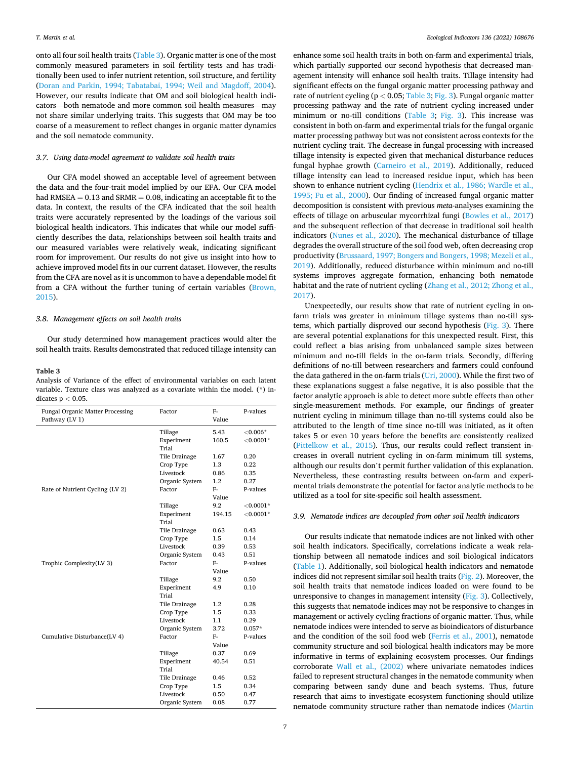onto all four soil health traits (Table 3). Organic matter is one of the most commonly measured parameters in soil fertility tests and has traditionally been used to infer nutrient retention, soil structure, and fertility (Doran and Parkin, 1994; Tabatabai, 1994; Weil and Magdoff, 2004). However, our results indicate that OM and soil biological health indicators—both nematode and more common soil health measures—may not share similar underlying traits. This suggests that OM may be too coarse of a measurement to reflect changes in organic matter dynamics and the soil nematode community.

### 3.7. Using data-model agreement to validate soil health traits

Our CFA model showed an acceptable level of agreement between the data and the four-trait model implied by our EFA. Our CFA model had RMSEA = 0.13 and SRMR = 0.08, indicating an acceptable fit to the data. In context, the results of the CFA indicated that the soil health traits were accurately represented by the loadings of the various soil biological health indicators. This indicates that while our model sufficiently describes the data, relationships between soil health traits and our measured variables were relatively weak, indicating significant room for improvement. Our results do not give us insight into how to achieve improved model fits in our current dataset. However, the results from the CFA are novel as it is uncommon to have a dependable model fit from a CFA without the further tuning of certain variables (Brown, 2015).

### 3.8. Management effects on soil health traits

Our study determined how management practices would alter the soil health traits. Results demonstrated that reduced tillage intensity can enhance some soil health traits in both on-farm and experimental trials, which partially supported our second hypothesis that decreased management intensity will enhance soil health traits. Tillage intensity had significant effects on the fungal organic matter processing pathway and rate of nutrient cycling ($p < 0.05$; Table 3; Fig. 3). Fungal organic matter processing pathway and the rate of nutrient cycling increased under minimum or no-till conditions (Table 3; Fig. 3). This increase was consistent in both on-farm and experimental trials for the fungal organic matter processing pathway but was not consistent across contexts for the nutrient cycling trait. The decrease in fungal processing with increased tillage intensity is expected given that mechanical disturbance reduces fungal hyphae growth (Carneiro et al., 2019). Additionally, reduced tillage intensity can lead to increased residue input, which has been shown to enhance nutrient cycling (Hendrix et al., 1986; Wardle et al., 1995; Fu et al., 2000). Our finding of increased fungal organic matter decomposition is consistent with previous *meta*-analyses examining the effects of tillage on arbuscular mycorrhizal fungi (Bowles et al., 2017) and the subsequent reflection of that decrease in traditional soil health indicators (Nunes et al., 2020). The mechanical disturbance of tillage degrades the overall structure of the soil food web, often decreasing crop productivity (Brussaard, 1997; Bongers and Bongers, 1998; Mezeli et al., 2019). Additionally, reduced disturbance within minimum and no-till systems improves aggregate formation, enhancing both nematode habitat and the rate of nutrient cycling (Zhang et al., 2012; Zhong et al., 2017).

Unexpectedly, our results show that rate of nutrient cycling in on-farm trials was greater in minimum tillage systems than no-till systems, which partially disproved our second hypothesis (Fig. 3). There are several potential explanations for this unexpected result. First, this could reflect a bias arising from unbalanced sample sizes between minimum and no-till fields in the on-farm trials. Secondly, differing definitions of no-till between researchers and farmers could confound the data gathered in the on-farm trials (Uri, 2000). While the first two of these explanations suggest a false negative, it is also possible that the factor analytic approach is able to detect more subtle effects than other single-measurement methods. For example, our findings of greater nutrient cycling in minimum tillage than no-till systems could also be attributed to the length of time since no-till was initiated, as it often takes 5 or even 10 years before the benefits are consistently realized (Pittelkow et al., 2015). Thus, our results could reflect transient increases in overall nutrient cycling in on-farm minimum till systems, although our results don't permit further validation of this explanation. Nevertheless, these contrasting results between on-farm and experimental trials demonstrate the potential for factor analytic methods to be utilized as a tool for site-specific soil health assessment.

**Table 3**
Analysis of Variance of the effect of environmental variables on each latent variable. Texture class was analyzed as a covariate within the model. (*) indicates $p < 0.05$.

| Fungal Organic Matter Processing Pathway (LV 1) | Factor | F-Value | P-values |
|---|---|---|---|
| | Tillage | 5.43 | <0.006* |
| | Experiment Trial | 160.5 | <0.0001* |
| | Tile Drainage | 1.67 | 0.20 |
| | Crop Type | 1.3 | 0.22 |
| | Livestock | 0.86 | 0.35 |
| | Organic System | 1.2 | 0.27 |
| Rate of Nutrient Cycling (LV 2) | Factor | F-Value | P-values |
| | Tillage | 9.2 | <0.0001* |
| | Experiment Trial | 194.15 | <0.0001* |
| | Tile Drainage | 0.63 | 0.43 |
| | Crop Type | 1.5 | 0.14 |
| | Livestock | 0.39 | 0.53 |
| | Organic System | 0.43 | 0.51 |
| Trophic Complexity(LV 3) | Factor | F-Value | P-values |
| | Tillage | 9.2 | 0.50 |
| | Experiment Trial | 4.9 | 0.10 |
| | Tile Drainage | 1.2 | 0.28 |
| | Crop Type | 1.5 | 0.33 |
| | Livestock | 1.1 | 0.29 |
| | Organic System | 3.72 | 0.057* |
| Cumulative Disturbance(LV 4) | Factor | F-Value | P-values |
| | Tillage | 0.37 | 0.69 |
| | Experiment Trial | 40.54 | 0.51 |
| | Tile Drainage | 0.46 | 0.52 |
| | Crop Type | 1.5 | 0.34 |
| | Livestock | 0.50 | 0.47 |
| | Organic System | 0.08 | 0.77 |

### 3.9. Nematode indices are decoupled from other soil health indicators

Our results indicate that nematode indices are not linked with other soil health indicators. Specifically, correlations indicate a weak relationship between all nematode indices and soil biological indicators (Table 1). Additionally, soil biological health indicators and nematode indices did not represent similar soil health traits (Fig. 2). Moreover, the soil health traits that nematode indices loaded on were found to be unresponsive to changes in management intensity (Fig. 3). Collectively, this suggests that nematode indices may not be responsive to changes in management or actively cycling fractions of organic matter. Thus, while nematode indices were intended to serve as bioindicators of disturbance and the condition of the soil food web (Ferris et al., 2001), nematode community structure and soil biological health indicators may be more informative in terms of explaining ecosystem processes. Our findings corroborate Wall et al., (2002) where univariate nematodes indices failed to represent structural changes in the nematode community when comparing between sandy dune and beach systems. Thus, future research that aims to investigate ecosystem functioning should utilize nematode community structure rather than nematode indices (Martin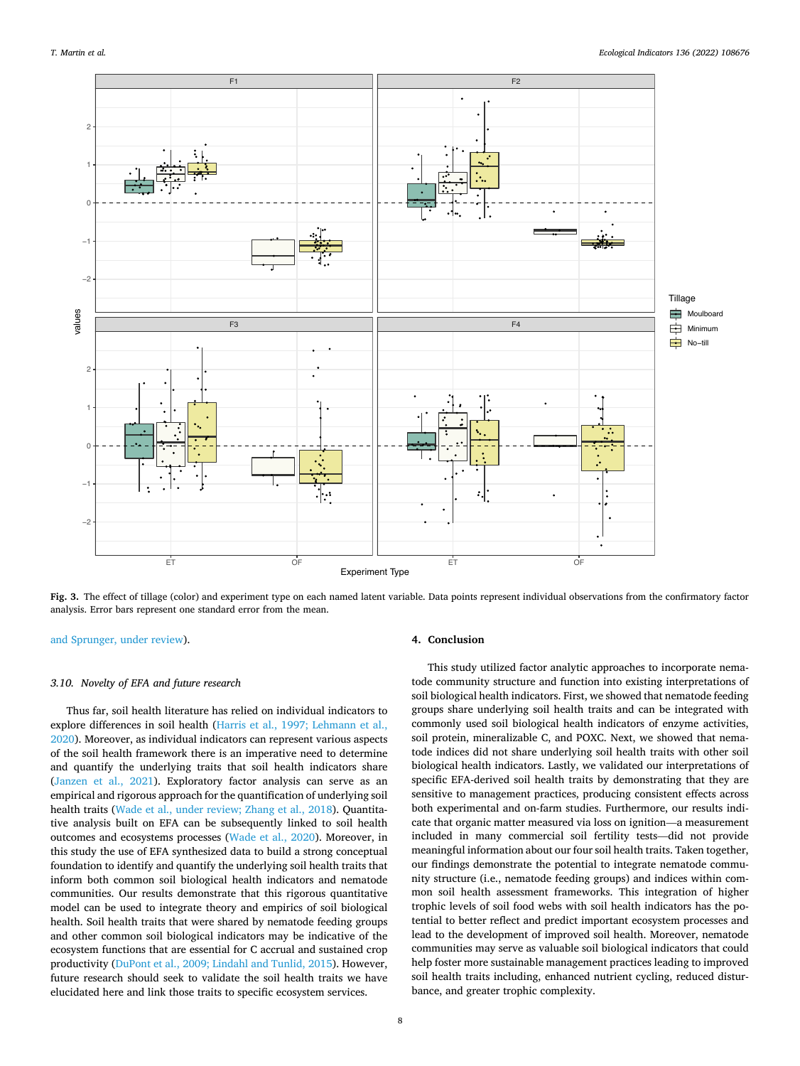**Fig. 3.** The effect of tillage (color) and experiment type on each named latent variable. Data points represent individual observations from the confirmatory factor analysis. Error bars represent one standard error from the mean.

and Sprunger, under review).

### 3.10. Novelty of EFA and future research

Thus far, soil health literature has relied on individual indicators to explore differences in soil health (Harris et al., 1997; Lehmann et al., 2020). Moreover, as individual indicators can represent various aspects of the soil health framework there is an imperative need to determine and quantify the underlying traits that soil health indicators share (Janzen et al., 2021). Exploratory factor analysis can serve as an empirical and rigorous approach for the quantification of underlying soil health traits (Wade et al., under review; Zhang et al., 2018). Quantitative analysis built on EFA can be subsequently linked to soil health outcomes and ecosystems processes (Wade et al., 2020). Moreover, in this study the use of EFA synthesized data to build a strong conceptual foundation to identify and quantify the underlying soil health traits that inform both common soil biological health indicators and nematode communities. Our results demonstrate that this rigorous quantitative model can be used to integrate theory and empirics of soil biological health. Soil health traits that were shared by nematode feeding groups and other common soil biological indicators may be indicative of the ecosystem functions that are essential for C accrual and sustained crop productivity (DuPont et al., 2009; Lindahl and Tunlid, 2015). However, future research should seek to validate the soil health traits we have elucidated here and link those traits to specific ecosystem services.

## 4. Conclusion

This study utilized factor analytic approaches to incorporate nematode community structure and function into existing interpretations of soil biological health indicators. First, we showed that nematode feeding groups share underlying soil health traits and can be integrated with commonly used soil biological health indicators of enzyme activities, soil protein, mineralizable C, and POXC. Next, we showed that nematode indices did not share underlying soil health traits with other soil biological health indicators. Lastly, we validated our interpretations of specific EFA-derived soil health traits by demonstrating that they are sensitive to management practices, producing consistent effects across both experimental and on-farm studies. Furthermore, our results indicate that organic matter measured via loss on ignition—a measurement included in many commercial soil fertility tests—did not provide meaningful information about our four soil health traits. Taken together, our findings demonstrate the potential to integrate nematode community structure (i.e., nematode feeding groups) and indices within common soil health assessment frameworks. This integration of higher trophic levels of soil food webs with soil health indicators has the potential to better reflect and predict important ecosystem processes and lead to the development of improved soil health. Moreover, nematode communities may serve as valuable soil biological indicators that could help foster more sustainable management practices leading to improved soil health traits including, enhanced nutrient cycling, reduced disturbance, and greater trophic complexity.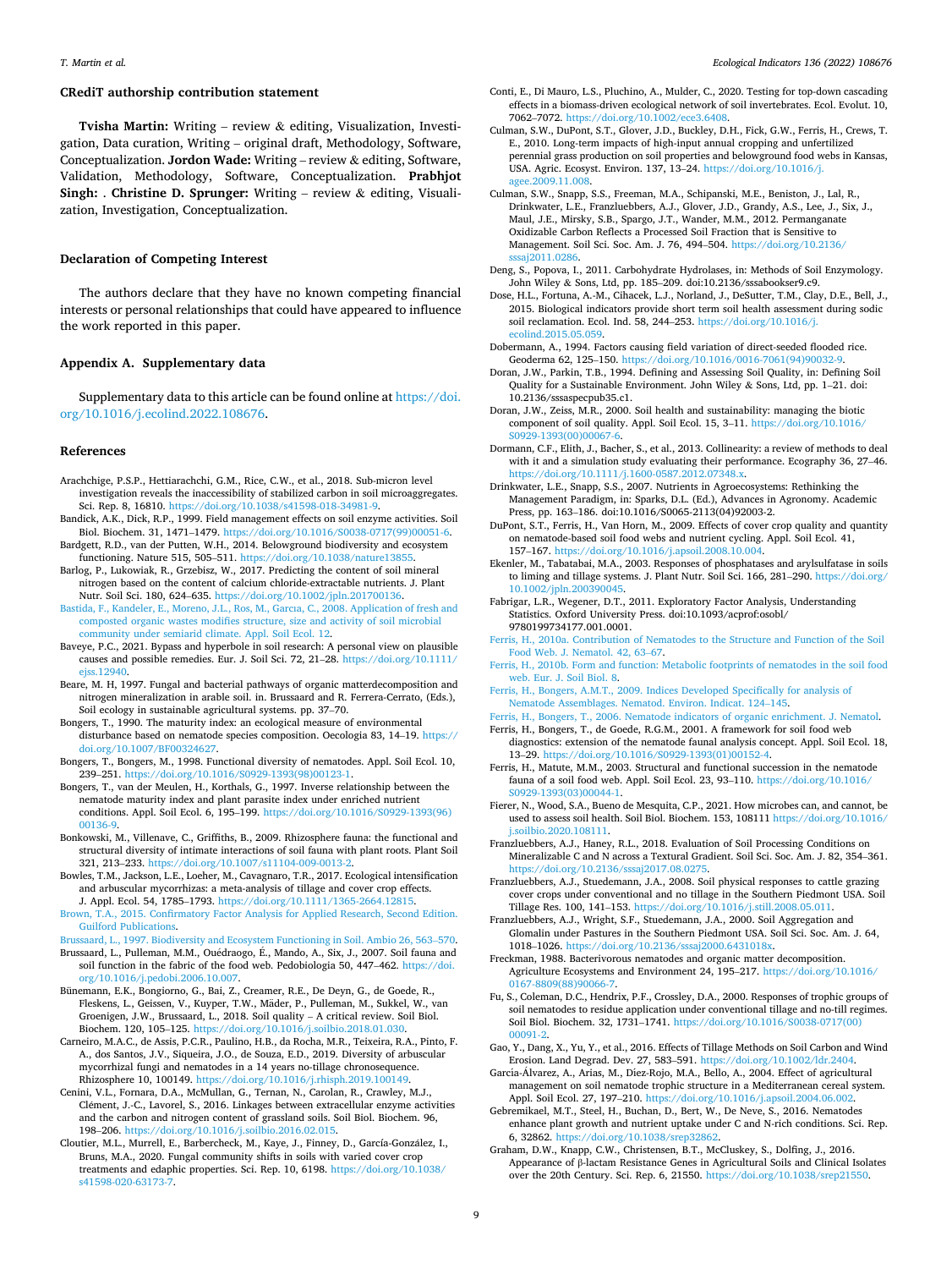## CRediT authorship contribution statement

**Tvisha Martin:** Writing – review & editing, Visualization, Investigation, Data curation, Writing – original draft, Methodology, Software, Conceptualization. **Jordon Wade:** Writing – review & editing, Software, Validation, Methodology, Software, Conceptualization. **Prabhjot Singh:** . **Christine D. Sprunger:** Writing – review & editing, Visualization, Investigation, Conceptualization.

## Declaration of Competing Interest

The authors declare that they have no known competing financial interests or personal relationships that could have appeared to influence the work reported in this paper.

## Appendix A. Supplementary data

Supplementary data to this article can be found online at https://doi.org/10.1016/j.ecolind.2022.108676.

## References

Arachchige, P.S.P., Hettiarachchi, G.M., Rice, C.W., et al., 2018. Sub-micron level investigation reveals the inaccessibility of stabilized carbon in soil microaggregates. Sci. Rep. 8, 16810. https://doi.org/10.1038/s41598-018-34981-9.

Bandick, A.K., Dick, R.P., 1999. Field management effects on soil enzyme activities. Soil Biol. Biochem. 31, 1471–1479. https://doi.org/10.1016/S0038-0717(99)00051-6.

Bardgett, R.D., van der Putten, W.H., 2014. Belowground biodiversity and ecosystem functioning. Nature 515, 505–511. https://doi.org/10.1038/nature13855.

Barlog, P., Lukowiak, R., Grzebisz, W., 2017. Predicting the content of soil mineral nitrogen based on the content of calcium chloride-extractable nutrients. J. Plant Nutr. Soil Sci. 180, 624–635. https://doi.org/10.1002/jpln.201700136.

Bastida, F., Kandeler, E., Moreno, J.L., Ros, M., Garcia, C., 2008. Application of fresh and composted organic wastes modifies structure, size and activity of soil microbial community under semiarid climate. Appl. Soil Ecol. 12.

Baveye, P.C., 2021. Bypass and hyperbole in soil research: A personal view on plausible causes and possible remedies. Eur. J. Soil Sci. 72, 21–28. https://doi.org/10.1111/ejss.12940.

Beare, M. H, 1997. Fungal and bacterial pathways of organic matterdecomposition and nitrogen mineralization in arable soil. in. Brussaard and R. Ferrera-Cerrato, (Eds.), Soil ecology in sustainable agricultural systems. pp. 37–70.

Bongers, T., 1990. The maturity index: an ecological measure of environmental disturbance based on nematode species composition. Oecologia 83, 14–19. https://doi.org/10.1007/BF00324627.

Bongers, T., Bongers, M., 1998. Functional diversity of nematodes. Appl. Soil Ecol. 10, 239–251. https://doi.org/10.1016/S0929-1393(98)00123-1.

Bongers, T., van der Meulen, H., Korthals, G., 1997. Inverse relationship between the nematode maturity index and plant parasite index under enriched nutrient conditions. Appl. Soil Ecol. 6, 195–199. https://doi.org/10.1016/S0929-1393(96)00136-9.

Bonkowski, M., Villenave, C., Griffiths, B., 2009. Rhizosphere fauna: the functional and structural diversity of intimate interactions of soil fauna with plant roots. Plant Soil 321, 213–233. https://doi.org/10.1007/s11104-009-0013-2.

Bowles, T.M., Jackson, L.E., Loeher, M., Cavagnaro, T.R., 2017. Ecological intensification and arbuscular mycorrhizas: a meta-analysis of tillage and cover crop effects. J. Appl. Ecol. 54, 1785–1793. https://doi.org/10.1111/1365-2664.12815.

Brown, T.A., 2015. Confirmatory Factor Analysis for Applied Research, Second Edition. Guilford Publications.

Brussaard, L., 1997. Biodiversity and Ecosystem Functioning in Soil. Ambio 26, 563–570.

Brussaard, L., Pulleman, M.M., Ouédraogo, É., Mando, A., Six, J., 2007. Soil fauna and soil function in the fabric of the food web. Pedobiologia 50, 447–462. https://doi.org/10.1016/j.pedobi.2006.10.007.

Bünemann, E.K., Bongiorno, G., Bai, Z., Creamer, R.E., De Deyn, G., de Goede, R., Fleskens, L., Geissen, V., Kuyper, T.W., Mäder, P., Pulleman, M., Sukkel, W., van Groenigen, J.W., Brussaard, L., 2018. Soil quality – A critical review. Soil Biol. Biochem. 120, 105–125. https://doi.org/10.1016/j.soilbio.2018.01.030.

Carneiro, M.A.C., de Assis, P.C.R., Paulino, H.B., da Rocha, M.R., Teixeira, R.A., Pinto, F. A., dos Santos, J.V., Siqueira, J.O., de Souza, E.D., 2019. Diversity of arbuscular mycorrhizal fungi and nematodes in a 14 years no-tillage chronosequence. Rhizosphere 10, 100149. https://doi.org/10.1016/j.rhisph.2019.100149.

Cenini, V.L., Fornara, D.A., McMullan, G., Ternan, N., Carolan, R., Crawley, M.J., Clément, J.-C., Lavorel, S., 2016. Linkages between extracellular enzyme activities and the carbon and nitrogen content of grassland soils. Soil Biol. Biochem. 96, 198–206. https://doi.org/10.1016/j.soilbio.2016.02.015.

Cloutier, M.L., Murrell, E., Barbercheck, M., Kaye, J., Finney, D., García-González, I., Bruns, M.A., 2020. Fungal community shifts in soils with varied cover crop treatments and edaphic properties. Sci. Rep. 10, 6198. https://doi.org/10.1038/s41598-020-63173-7.

Conti, E., Di Mauro, L.S., Pluchino, A., Mulder, C., 2020. Testing for top-down cascading effects in a biomass-driven ecological network of soil invertebrates. Ecol. Evolut. 10, 7062–7072. https://doi.org/10.1002/ece3.6408.

Culman, S.W., DuPont, S.T., Glover, J.D., Buckley, D.H., Fick, G.W., Ferris, H., Crews, T. E., 2010. Long-term impacts of high-input annual cropping and unfertilized perennial grass production on soil properties and belowground food webs in Kansas, USA. Agric. Ecosyst. Environ. 137, 13–24. https://doi.org/10.1016/j.agee.2009.11.008.

Culman, S.W., Snapp, S.S., Freeman, M.A., Schipanski, M.E., Beniston, J., Lal, R., Drinkwater, L.E., Franzluebbers, A.J., Glover, J.D., Grandy, A.S., Lee, J., Six, J., Maul, J.E., Mirsky, S.B., Spargo, J.T., Wander, M.M., 2012. Permanganate Oxidizable Carbon Reflects a Processed Soil Fraction that is Sensitive to Management. Soil Sci. Soc. Am. J. 76, 494–504. https://doi.org/10.2136/sssaj2011.0286.

Deng, S., Popova, I., 2011. Carbohydrate Hydrolases, in: Methods of Soil Enzymology. John Wiley & Sons, Ltd, pp. 185–209. doi:10.2136/sssabookser9.c9.

Dose, H.L., Fortuna, A.-M., Cihacek, L.J., Norland, J., DeSutter, T.M., Clay, D.E., Bell, J., 2015. Biological indicators provide short term soil health assessment during sodic soil reclamation. Ecol. Ind. 58, 244–253. https://doi.org/10.1016/j.ecolind.2015.05.059.

Dobermann, A., 1994. Factors causing field variation of direct-seeded flooded rice. Geoderma 62, 125–150. https://doi.org/10.1016/0016-7061(94)90032-9.

Doran, J.W., Parkin, T.B., 1994. Defining and Assessing Soil Quality, in: Defining Soil Quality for a Sustainable Environment. John Wiley & Sons, Ltd, pp. 1–21. doi:10.2136/sssaspecpub35.c1.

Doran, J.W., Zeiss, M.R., 2000. Soil health and sustainability: managing the biotic component of soil quality. Appl. Soil Ecol. 15, 3–11. https://doi.org/10.1016/S0929-1393(00)00067-6.

Dormann, C.F., Elith, J., Bacher, S., et al., 2013. Collinearity: a review of methods to deal with it and a simulation study evaluating their performance. Ecography 36, 27–46. https://doi.org/10.1111/j.1600-0587.2012.07348.x.

Drinkwater, L.E., Snapp, S.S., 2007. Nutrients in Agroecosystems: Rethinking the Management Paradigm, in: Sparks, D.L. (Ed.), Advances in Agronomy. Academic Press, pp. 163–186. doi:10.1016/S0065-2113(04)92003-2.

DuPont, S.T., Ferris, H., Van Horn, M., 2009. Effects of cover crop quality and quantity on nematode-based soil food webs and nutrient cycling. Appl. Soil Ecol. 41, 157–167. https://doi.org/10.1016/j.apsoil.2008.10.004.

Ekenler, M., Tabatabai, M.A., 2003. Responses of phosphatases and arylsulfatase in soils to liming and tillage systems. J. Plant Nutr. Soil Sci. 166, 281–290. https://doi.org/10.1002/jpln.200390045.

Fabrigar, L.R., Wegener, D.T., 2011. Exploratory Factor Analysis, Understanding Statistics. Oxford University Press. doi:10.1093/acprof:osobl/9780199734177.001.0001.

Ferris, H., 2010a. Contribution of Nematodes to the Structure and Function of the Soil Food Web. J. Nematol. 42, 63–67.

Ferris, H., 2010b. Form and function: Metabolic footprints of nematodes in the soil food web. Eur. J. Soil Biol. 8.

Ferris, H., Bongers, A.M.T., 2009. Indices Developed Specifically for analysis of Nematode Assemblages. Nematod. Environ. Indicat. 124–145.

Ferris, H., Bongers, T., 2006. Nematode indicators of organic enrichment. J. Nematol.

Ferris, H., Bongers, T., de Goede, R.G.M., 2001. A framework for soil food web diagnostics: extension of the nematode faunal analysis concept. Appl. Soil Ecol. 18, 13–29. https://doi.org/10.1016/S0929-1393(01)00152-4.

Ferris, H., Matute, M.M., 2003. Structural and functional succession in the nematode fauna of a soil food web. Appl. Soil Ecol. 23, 93–110. https://doi.org/10.1016/S0929-1393(03)00044-1.

Fierer, N., Wood, S.A., Bueno de Mesquita, C.P., 2021. How microbes can, and cannot, be used to assess soil health. Soil Biol. Biochem. 153, 108111 https://doi.org/10.1016/j.soilbio.2020.108111.

Franzluebbers, A.J., Haney, R.L., 2018. Evaluation of Soil Processing Conditions on Mineralizable C and N across a Textural Gradient. Soil Sci. Soc. Am. J. 82, 354–361. https://doi.org/10.2136/sssaj2017.08.0275.

Franzluebbers, A.J., Stuedemann, J.A., 2008. Soil physical responses to cattle grazing cover crops under conventional and no tillage in the Southern Piedmont USA. Soil Tillage Res. 100, 141–153. https://doi.org/10.1016/j.still.2008.05.011.

Franzluebbers, A.J., Wright, S.F., Stuedemann, J.A., 2000. Soil Aggregation and Glomalin under Pastures in the Southern Piedmont USA. Soil Sci. Soc. Am. J. 64, 1018–1026. https://doi.org/10.2136/sssaj2000.6431018x.

Freckman, 1988. Bacterivorous nematodes and organic matter decomposition. Agriculture Ecosystems and Environment 24, 195–217. https://doi.org/10.1016/0167-8809(88)90066-7.

Fu, S., Coleman, D.C., Hendrix, P.F., Crossley, D.A., 2000. Responses of trophic groups of soil nematodes to residue application under conventional tillage and no-till regimes. Soil Biol. Biochem. 32, 1731–1741. https://doi.org/10.1016/S0038-0717(00)00091-2.

Gao, Y., Dang, X., Yu, Y., et al., 2016. Effects of Tillage Methods on Soil Carbon and Wind Erosion. Land Degrad. Dev. 27, 583–591. https://doi.org/10.1002/ldr.2404.

García-Álvarez, A., Arias, M., Díez-Rojo, M.A., Bello, A., 2004. Effect of agricultural management on soil nematode trophic structure in a Mediterranean cereal system. Appl. Soil Ecol. 27, 197–210. https://doi.org/10.1016/j.apsoil.2004.06.002.

Gebremikael, M.T., Steel, H., Buchan, D., Bert, W., De Neve, S., 2016. Nematodes enhance plant growth and nutrient uptake under C and N-rich conditions. Sci. Rep. 6, 32862. https://doi.org/10.1038/srep32862.

Graham, D.W., Knapp, C.W., Christensen, B.T., McCluskey, S., Dolfing, J., 2016. Appearance of β-lactam Resistance Genes in Agricultural Soils and Clinical Isolates over the 20th Century. Sci. Rep. 6, 21550. https://doi.org/10.1038/srep21550.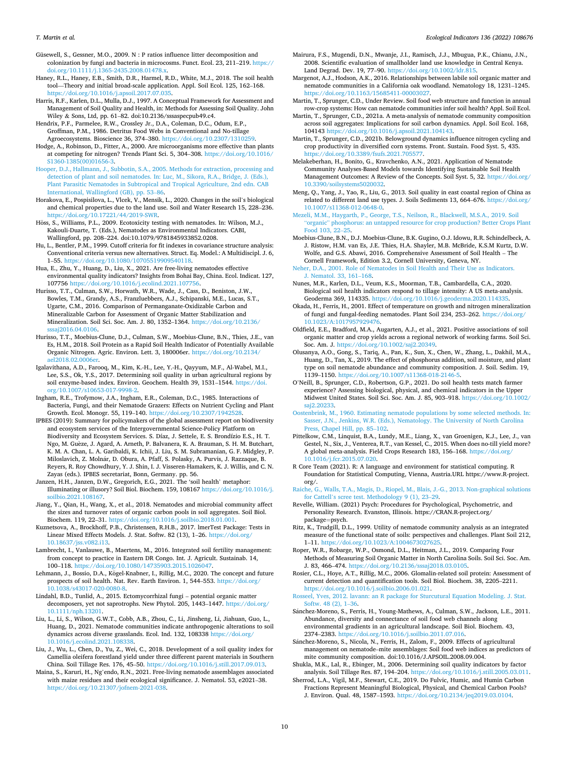Güsewell, S., Gessner, M.O., 2009. N : P ratios influence litter decomposition and colonization by fungi and bacteria in microcosms. Funct. Ecol. 23, 211–219. https://doi.org/10.1111/j.1365-2435.2008.01478.x.

Haney, R.L., Haney, E.B., Smith, D.R., Harmel, R.D., White, M.J., 2018. The soil health tool—Theory and initial broad-scale application. Appl. Soil Ecol. 125, 162–168. https://doi.org/10.1016/j.apsoil.2017.07.035.

Harris, R.F., Karlen, D.L., Mulla, D.J., 1997. A Conceptual Framework for Assessment and Management of Soil Quality and Health, in: Methods for Assessing Soil Quality. John Wiley & Sons, Ltd, pp. 61–82. doi:10.2136/sssaspecpub49.c4.

Hendrix, P.F., Parmelee, R.W., Crossley Jr., D.A., Coleman, D.C., Odum, E.P., Groffman, P.M., 1986. Detritus Food Webs in Conventional and No-tillage Agroecosystems. Bioscience 36, 374–380. https://doi.org/10.2307/1310259.

Hodge, A., Robinson, D., Fitter, A., 2000. Are microorganisms more effective than plants at competing for nitrogen? Trends Plant Sci. 5, 304–308. https://doi.org/10.1016/S1360-1385(00)01656-3.

Hooper, D.J., Hallmann, J., Subbotin, S.A., 2005. Methods for extraction, processing and detection of plant and soil nematodes. In: Luc, M., Sikora, R.A., Bridge, J. (Eds.), Plant Parasitic Nematodes in Subtropical and Tropical Agriculture, 2nd edn. CAB International, Wallingford (GB), pp. 53–86.

Horakova, E., Pospisilova, L., Vlcek, V., Mensik, L., 2020. Changes in the soil's biological and chemical properties due to the land use. Soil and Water Research 15, 228–236. https://doi.org/10.17221/44/2019-SWR.

Höss, S., Williams, P.L., 2009. Ecotoxicity testing with nematodes. In: Wilson, M.J., Kakouli-Duarte, T. (Eds.), Nematodes as Environmental Indicators. CABI, Wallingford, pp. 208–224. doi:10.1079/9781845933852.0208.

Hu, L., Bentler, P.M., 1999. Cutoff criteria for fit indexes in covariance structure analysis: Conventional criteria versus new alternatives. Struct. Eq. Model.: A Multidiscipl. J. 6, 1–55. https://doi.org/10.1080/10705519909540118.

Hua, E., Zhu, Y., Huang, D., Liu, X., 2021. Are free-living nematodes effective environmental quality indicators? Insights from Bohai Bay, China. Ecol. Indicat. 127, 107756 https://doi.org/10.1016/j.ecolind.2021.107756.

Hurisso, T.T., Culman, S.W., Horwath, W.R., Wade, J., Cass, D., Beniston, J.W., Bowles, T.M., Grandy, A.S., Franzluebbers, A.J., Schipanski, M.E., Lucas, S.T., Ugarte, C.M., 2016. Comparison of Permanganate-Oxidizable Carbon and Mineralizable Carbon for Assessment of Organic Matter Stabilization and Mineralization. Soil Sci. Soc. Am. J. 80, 1352–1364. https://doi.org/10.2136/sssaj2016.04.0106.

Hurisso, T.T., Moebius-Clune, D.J., Culman, S.W., Moebius-Clune, B.N., Thies, J.E., van Es, H.M., 2018. Soil Protein as a Rapid Soil Health Indicator of Potentially Available Organic Nitrogen. Agric. Environ. Lett. 3, 180006er. https://doi.org/10.2134/ael2018.02.0006er.

Igalavithana, A.D., Farooq, M., Kim, K.-H., Lee, Y.-H., Qayyum, M.F., Al-Wabel, M.I., Lee, S.S., Ok, Y.S., 2017. Determining soil quality in urban agricultural regions by soil enzyme-based index. Environ. Geochem. Health 39, 1531–1544. https://doi.org/10.1007/s10653-017-9998-2.

Ingham, R.E., Trofymow, J.A., Ingham, E.R., Coleman, D.C., 1985. Interactions of Bacteria, Fungi, and their Nematode Grazers: Effects on Nutrient Cycling and Plant Growth. Ecol. Monogr. 55, 119–140. https://doi.org/10.2307/1942528.

IPBES (2019): Summary for policymakers of the global assessment report on biodiversity and ecosystem services of the Intergovernmental Science-Policy Platform on Biodiversity and Ecosystem Services. S. Díaz, J. Settele, E. S. Brondízio E.S., H. T. Ngo, M. Guèze, J. Agard, A. Arneth, P. Balvanera, K. A. Brauman, S. H. M. Butchart, K. M. A. Chan, L. A. Garibaldi, K. Ichii, J. Liu, S. M. Subramanian, G. F. Midgley, P. Miloslavich, Z. Molnár, D. Obura, A. Pfaff, S. Polasky, A. Purvis, J. Razzaque, B. Reyers, R. Roy Chowdhury, Y. J. Shin, I. J. Visseren-Hamakers, K. J. Willis, and C. N. Zayas (eds.). IPBES secretariat, Bonn, Germany. pp. 56.

Janzen, H.H., Janzen, D.W., Gregorich, E.G., 2021. The 'soil health' metaphor: Illuminating or illusory? Soil Biol. Biochem. 159, 108167 https://doi.org/10.1016/j.soilbio.2021.108167.

Jiang, Y., Qian, H., Wang, X., et al., 2018. Nematodes and microbial community affect the sizes and turnover rates of organic carbon pools in soil aggregates. Soil Biol. Biochem. 119, 22–31. https://doi.org/10.1016/j.soilbio.2018.01.001.

Kuznetsova, A., Brockhoff, P.B., Christensen, R.H.B., 2017. lmerTest Package: Tests in Linear Mixed Effects Models. J. Stat. Softw. 82 (13), 1–26. https://doi.org/10.18637/jss.v082.i13.

Lambrecht, I., Vanlauwe, B., Maertens, M., 2016. Integrated soil fertility management: from concept to practice in Eastern DR Congo. Int. J. Agricult. Sustainab. 14, 100–118. https://doi.org/10.1080/14735903.2015.1026047.

Lehmann, J., Bossio, D.A., Kögel-Knabner, I., Rillig, M.C., 2020. The concept and future prospects of soil health. Nat. Rev. Earth Environ. 1, 544–553. https://doi.org/10.1038/s43017-020-0080-8.

Lindahl, B.D., Tunlid, A., 2015. Ectomycorrhizal fungi – potential organic matter decomposers, yet not saprotrophs. New Phytol. 205, 1443–1447. https://doi.org/10.1111/nph.13201.

Liu, L., Li, S., Wilson, G.W.T., Cobb, A.B., Zhou, C., Li, Jinsheng, Li, Jiahuan, Guo, L., Huang, D., 2021. Nematode communities indicate anthropogenic alterations to soil dynamics across diverse grasslands. Ecol. Ind. 132, 108338 https://doi.org/10.1016/j.ecolind.2021.108338.

Liu, J., Wu, L., Chen, D., Yu, Z., Wei, C., 2018. Development of a soil quality index for Camellia oleifera forestland yield under three different parent materials in Southern China. Soil Tillage Res. 176, 45–50. https://doi.org/10.1016/j.still.2017.09.013.

Maina, S., Karuri, H., Ng'endo, R.N., 2021. Free-living nematode assemblages associated with maize residues and their ecological significance. J. Nematol. 53, e2021–38. https://doi.org/10.21307/jofnem-2021-038.

Mairura, F.S., Mugendi, D.N., Mwanje, J.I., Ramisch, J.J., Mbugua, P.K., Chianu, J.N., 2008. Scientific evaluation of smallholder land use knowledge in Central Kenya. Land Degrad. Dev. 19, 77–90. https://doi.org/10.1002/ldr.815.

Margenot, A.J., Hodson, A.K., 2016. Relationships between labile soil organic matter and nematode communities in a California oak woodland. Nematology 18, 1231–1245. https://doi.org/10.1163/15685411-00003027.

Martin, T., Sprunger, C.D., Under Review. Soil food web structure and function in annual row-crop systems: How can nematode communities infer soil health? Appl. Soil Ecol.

Martin, T., Sprunger, C.D., 2021a. A meta-analysis of nematode community composition across soil aggregates: Implications for soil carbon dynamics. Appl. Soil Ecol. 168, 104143 https://doi.org/10.1016/j.apsoil.2021.104143.

Martin, T., Sprunger, C.D., 2021b. Belowground dynamics influence nitrogen cycling and crop productivity in diversified corn systems. Front. Sustain. Food Syst. 5, 435. https://doi.org/10.3389/fsufs.2021.705577.

Melakeberhan, H., Bonito, G., Kravchenko, A.N., 2021. Application of Nematode Community Analyses-Based Models towards Identifying Sustainable Soil Health Management Outcomes: A Review of the Concepts. Soil Syst. 5, 32. https://doi.org/10.3390/soilsystems5020032.

Meng, Q., Yang, J., Yao, R., Liu, G., 2013. Soil quality in east coastal region of China as related to different land use types. J. Soils Sediments 13, 664–676. https://doi.org/10.1007/s11368-012-0648-0.

Mezeli, M.M., Haygarth, P., George, T.S., Neilson, R., Blackwell, M.S.A., 2019. Soil "organic" phosphorus: an untapped resource for crop production? Better Crops Plant Food 103, 22–25.

Moebius-Clune, B.N., D.J. Moebius-Clune, B.K. Gugino, O.J. Idowu, R.R. Schindelbeck, A. J. Ristow, H.M. van Es, J.E. Thies, H.A. Shayler, M.B. McBride, K.S.M Kurtz, D.W. Wolfe, and G.S. Abawi, 2016. Comprehensive Assessment of Soil Health – The Cornell Framework, Edition 3.2, Cornell University, Geneva, NY.

Neher, D.A., 2001. Role of Nematodes in Soil Health and Their Use as Indicators. J. Nematol. 33, 161–168.

Nunes, M.R., Karlen, D.L., Veum, K.S., Moorman, T.B., Cambardella, C.A., 2020. Biological soil health indicators respond to tillage intensity: A US meta-analysis. Geoderma 369, 114335. https://doi.org/10.1016/j.geoderma.2020.114335.

Okada, H., Ferris, H., 2001. Effect of temperature on growth and nitrogen mineralization of fungi and fungal-feeding nematodes. Plant Soil 234, 253–262. https://doi.org/10.1023/A:1017957929476.

Oldfield, E.E., Bradford, M.A., Augarten, A.J., et al., 2021. Positive associations of soil organic matter and crop yields across a regional network of working farms. Soil Sci. Soc. Am. J. https://doi.org/10.1002/saj2.20349.

Olusanya, A.O., Gong, S., Tariq, A., Pan, K., Sun, X., Chen, W., Zhang, L., Dakhil, M.A., Huang, D., Tan, X., 2019. The effect of phosphorus addition, soil moisture, and plant type on soil nematode abundance and community composition. J. Soil. Sedim. 19, 1139–1150. https://doi.org/10.1007/s11368-018-2146-5.

O'Neill, B., Sprunger, C.D., Robertson, G.P., 2021. Do soil health tests match farmer experience? Assessing biological, physical, and chemical indicators in the Upper Midwest United States. Soil Sci. Soc. Am. J. 85, 903–918. https://doi.org/10.1002/saj2.20233.

Oostenbrink, M., 1960. Estimating nematode populations by some selected methods. In: Sasser, J.N., Jenkins, W.R. (Eds.), Nematology. The University of North Carolina Press, Chapel Hill, pp. 85–102.

Pittelkow, C.M., Linquist, B.A., Lundy, M.E., Liang, X., van Groenigen, K.J., Lee, J., van Gestel, N., Six, J., Venterea, R.T., van Kessel, C., 2015. When does no-till yield more? A global meta-analysis. Field Crops Research 183, 156–168. https://doi.org/10.1016/j.fcr.2015.07.020.

R Core Team (2021). R: A language and environment for statistical computing. R Foundation for Statistical Computing, Vienna, Austria.URL https://www.R-project.org/.

Raiche, G., Walls, T.A., Magis, D., Riopel, M., Blais, J.-G., 2013. Non-graphical solutions for Cattell's scree test. Methodology 9 (1), 23–29.

Revelle, William. (2021) Psych: Procedures for Psychological, Psychometric, and Personality Research. Evanston, Illinois. https://CRAN.R-project.org/package=psych.

Ritz, K., Trudgill, D.L., 1999. Utility of nematode community analysis as an integrated measure of the functional state of soils: perspectives and challenges. Plant Soil 212, 1–11. https://doi.org/10.1023/A:1004673027625.

Roper, W.R., Robarge, W.P., Osmond, D.L., Heitman, J.L., 2019. Comparing Four Methods of Measuring Soil Organic Matter in North Carolina Soils. Soil Sci. Soc. Am. J. 83, 466–474. https://doi.org/10.2136/sssaj2018.03.0105.

Rosier, C.L., Hoye, A.T., Rillig, M.C., 2006. Glomalin-related soil protein: Assessment of current detection and quantification tools. Soil Biol. Biochem. 38, 2205–2211. https://doi.org/10.1016/j.soilbio.2006.01.021.

Rosseel, Yves, 2012. lavaan: an R package for Sturcutural Equation Modeling. J. Stat. Softw. 48 (2), 1–36.

Sánchez-Moreno, S., Ferris, H., Young-Mathews, A., Culman, S.W., Jackson, L.E., 2011. Abundance, diversity and connectance of soil food web channels along environmental gradients in an agricultural landscape. Soil Biol. Biochem. 43, 2374–2383. https://doi.org/10.1016/j.soilbio.2011.07.016.

Sánchez-Moreno, S., Nicola, N., Ferris, H., Zalom, F., 2009. Effects of agricultural management on nematode–mite assemblages: Soil food web indices as predictors of mite community composition. doi:10.1016/J.APSOIL.2008.09.004.

Shukla, M.K., Lal, R., Ebinger, M., 2006. Determining soil quality indicators by factor analysis. Soil Tillage Res. 87, 194–204. https://doi.org/10.1016/j.still.2005.03.011.

Sherrod, L.A., Vigil, M.F., Stewart, C.E., 2019. Do Fulvic, Humic, and Humin Carbon Fractions Represent Meaningful Biological, Physical, and Chemical Carbon Pools? J. Environ. Qual. 48, 1587–1593. https://doi.org/10.2134/jeq2019.03.0104.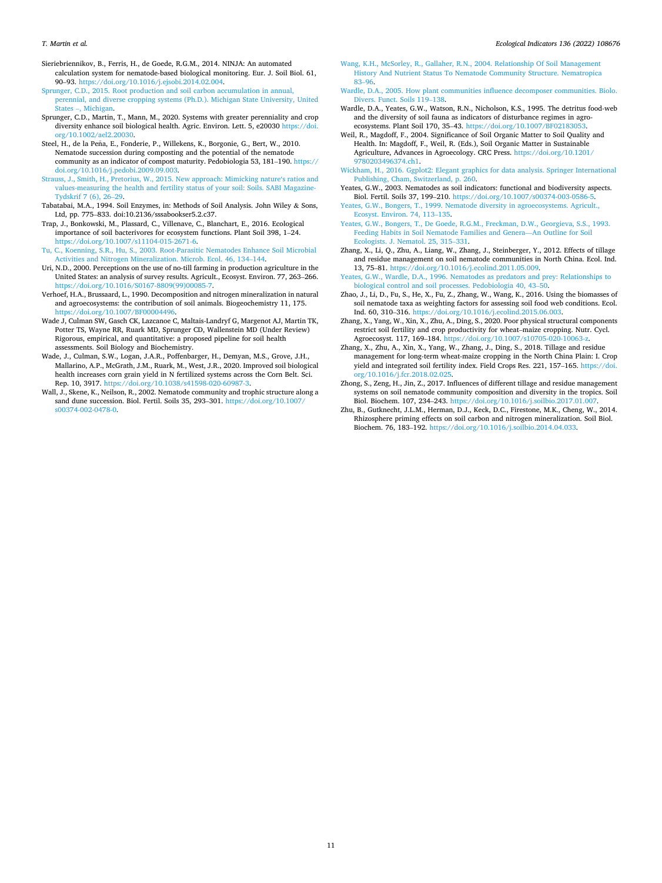Sieriebriennikov, B., Ferris, H., de Goede, R.G.M., 2014. NINJA: An automated calculation system for nematode-based biological monitoring. Eur. J. Soil Biol. 61, 90–93. https://doi.org/10.1016/j.ejsobi.2014.02.004.

Sprunger, C.D., 2015. Root production and soil carbon accumulation in annual, perennial, and diverse cropping systems (Ph.D.). Michigan State University, United States –, Michigan.

Sprunger, C.D., Martin, T., Mann, M., 2020. Systems with greater perenniality and crop diversity enhance soil biological health. Agric. Environ. Lett. 5, e20030 https://doi.org/10.1002/ael2.20030.

Steel, H., de la Peña, E., Fonderie, P., Willekens, K., Borgonie, G., Bert, W., 2010. Nematode succession during composting and the potential of the nematode community as an indicator of compost maturity. Pedobiologia 53, 181–190. https://doi.org/10.1016/j.pedobi.2009.09.003.

Strauss, J., Smith, H., Pretorius, W., 2015. New approach: Mimicking nature's ratios and values-measuring the health and fertility status of your soil: Soils. SABI Magazine-Tydskrif 7 (6), 26–29.

Tabatabai, M.A., 1994. Soil Enzymes, in: Methods of Soil Analysis. John Wiley & Sons, Ltd, pp. 775–833. doi:10.2136/sssabookser5.2.c37.

Trap, J., Bonkowski, M., Plassard, C., Villenave, C., Blanchart, E., 2016. Ecological importance of soil bacterivores for ecosystem functions. Plant Soil 398, 1–24. https://doi.org/10.1007/s11104-015-2671-6.

Tu, C., Koenning, S.R., Hu, S., 2003. Root-Parasitic Nematodes Enhance Soil Microbial Activities and Nitrogen Mineralization. Microb. Ecol. 46, 134–144.

Uri, N.D., 2000. Perceptions on the use of no-till farming in production agriculture in the United States: an analysis of survey results. Agricult., Ecosyst. Environ. 77, 263–266. https://doi.org/10.1016/S0167-8809(99)00085-7.

Verhoef, H.A., Brussaard, L., 1990. Decomposition and nitrogen mineralization in natural and agroecosystems: the contribution of soil animals. Biogeochemistry 11, 175. https://doi.org/10.1007/BF00004496.

Wade J, Culman SW, Gasch CK, Lazcanoe C, Maltais-Landryf G, Margenot AJ, Martin TK, Potter TS, Wayne RR, Ruark MD, Sprunger CD, Wallenstein MD (Under Review) Rigorous, empirical, and quantitative: a proposed pipeline for soil health assessments. Soil Biology and Biochemistry.

Wade, J., Culman, S.W., Logan, J.A.R., Poffenbarger, H., Demyan, M.S., Grove, J.H., Mallarino, A.P., McGrath, J.M., Ruark, M., West, J.R., 2020. Improved soil biological health increases corn grain yield in N fertilized systems across the Corn Belt. Sci. Rep. 10, 3917. https://doi.org/10.1038/s41598-020-60987-3.

Wall, J., Skene, K., Neilson, R., 2002. Nematode community and trophic structure along a sand dune succession. Biol. Fertil. Soils 35, 293–301. https://doi.org/10.1007/s00374-002-0478-0.

Wang, K.H., McSorley, R., Gallaher, R.N., 2004. Relationship Of Soil Management History And Nutrient Status To Nematode Community Structure. Nematropica 83–96.

Wardle, D.A., 2005. How plant communities influence decomposer communities. Biolo. Divers. Funct. Soils 119–138.

Wardle, D.A., Yeates, G.W., Watson, R.N., Nicholson, K.S., 1995. The detritus food-web and the diversity of soil fauna as indicators of disturbance regimes in agro-ecosystems. Plant Soil 170, 35–43. https://doi.org/10.1007/BF02183053.

Weil, R., Magdoff, F., 2004. Significance of Soil Organic Matter to Soil Quality and Health. In: Magdoff, F., Weil, R. (Eds.), Soil Organic Matter in Sustainable Agriculture, Advances in Agroecology. CRC Press. https://doi.org/10.1201/9780203496374.ch1.

Wickham, H., 2016. Ggplot2: Elegant graphics for data analysis. Springer International Publishing, Cham, Switzerland, p. 260.

Yeates, G.W., 2003. Nematodes as soil indicators: functional and biodiversity aspects. Biol. Fertil. Soils 37, 199–210. https://doi.org/10.1007/s00374-003-0586-5.

Yeates, G.W., Bongers, T., 1999. Nematode diversity in agroecosystems. Agricult., Ecosyst. Environ. 74, 113–135.

Yeates, G.W., Bongers, T., De Goede, R.G.M., Freckman, D.W., Georgieva, S.S., 1993. Feeding Habits in Soil Nematode Families and Genera—An Outline for Soil Ecologists. J. Nematol. 25, 315–331.

Zhang, X., Li, Q., Zhu, A., Liang, W., Zhang, J., Steinberger, Y., 2012. Effects of tillage and residue management on soil nematode communities in North China. Ecol. Ind. 13, 75–81. https://doi.org/10.1016/j.ecolind.2011.05.009.

Yeates, G.W., Wardle, D.A., 1996. Nematodes as predators and prey: Relationships to biological control and soil processes. Pedobiologia 40, 43–50.

Zhao, J., Li, D., Fu, S., He, X., Fu, Z., Zhang, W., Wang, K., 2016. Using the biomasses of soil nematode taxa as weighting factors for assessing soil food web conditions. Ecol. Ind. 60, 310–316. https://doi.org/10.1016/j.ecolind.2015.06.003.

Zhang, X., Yang, W., Xin, X., Zhu, A., Ding, S., 2020. Poor physical structural components restrict soil fertility and crop productivity for wheat–maize cropping. Nutr. Cycl. Agroecosyst. 117, 169–184. https://doi.org/10.1007/s10705-020-10063-z.

Zhang, X., Zhu, A., Xin, X., Yang, W., Zhang, J., Ding, S., 2018. Tillage and residue management for long-term wheat-maize cropping in the North China Plain: I. Crop yield and integrated soil fertility index. Field Crops Res. 221, 157–165. https://doi.org/10.1016/j.fcr.2018.02.025.

Zhong, S., Zeng, H., Jin, Z., 2017. Influences of different tillage and residue management systems on soil nematode community composition and diversity in the tropics. Soil Biol. Biochem. 107, 234–243. https://doi.org/10.1016/j.soilbio.2017.01.007.

Zhu, B., Gutknecht, J.L.M., Herman, D.J., Keck, D.C., Firestone, M.K., Cheng, W., 2014. Rhizosphere priming effects on soil carbon and nitrogen mineralization. Soil Biol. Biochem. 76, 183–192. https://doi.org/10.1016/j.soilbio.2014.04.033.